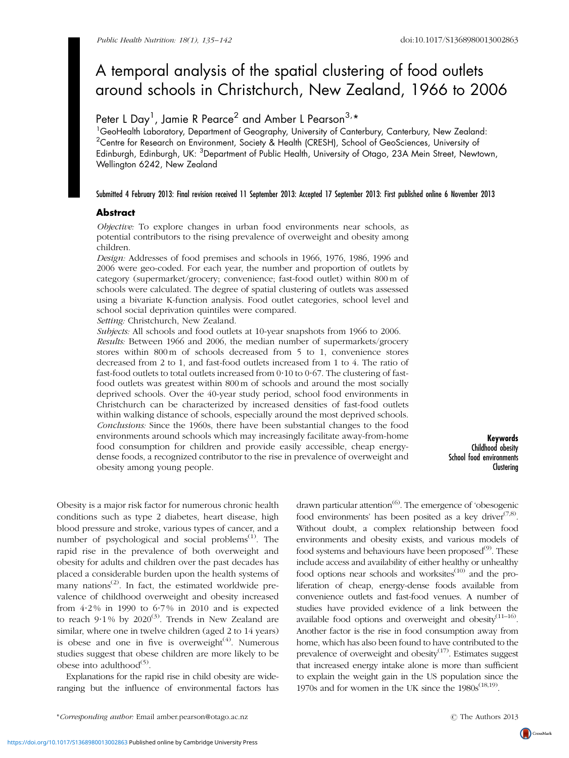# A temporal analysis of the spatial clustering of food outlets around schools in Christchurch, New Zealand, 1966 to 2006

Peter L Day[1], Jamie R Pearce[2] and Amber L Pearson[3,*]

[1]GeoHealth Laboratory, Department of Geography, University of Canterbury, Canterbury, New Zealand: [2]Centre for Research on Environment, Society & Health (CRESH), School of GeoSciences, University of Edinburgh, Edinburgh, UK: [3]Department of Public Health, University of Otago, 23A Mein Street, Newtown, Wellington 6242, New Zealand

**Submitted 4 February 2013: Final revision received 11 September 2013: Accepted 17 September 2013: First published online 6 November 2013**

## Abstract

*Objective:* To explore changes in urban food environments near schools, as potential contributors to the rising prevalence of overweight and obesity among children.

*Design:* Addresses of food premises and schools in 1966, 1976, 1986, 1996 and 2006 were geo-coded. For each year, the number and proportion of outlets by category (supermarket/grocery; convenience; fast-food outlet) within 800 m of schools were calculated. The degree of spatial clustering of outlets was assessed using a bivariate K-function analysis. Food outlet categories, school level and school social deprivation quintiles were compared.

*Setting:* Christchurch, New Zealand.

*Subjects:* All schools and food outlets at 10-year snapshots from 1966 to 2006.

*Results:* Between 1966 and 2006, the median number of supermarkets/grocery stores within 800 m of schools decreased from 5 to 1, convenience stores decreased from 2 to 1, and fast-food outlets increased from 1 to 4. The ratio of fast-food outlets to total outlets increased from 0·10 to 0·67. The clustering of fast-food outlets was greatest within 800 m of schools and around the most socially deprived schools. Over the 40-year study period, school food environments in Christchurch can be characterized by increased densities of fast-food outlets within walking distance of schools, especially around the most deprived schools.

*Conclusions:* Since the 1960s, there have been substantial changes to the food environments around schools which may increasingly facilitate away-from-home food consumption for children and provide easily accessible, cheap energy-dense foods, a recognized contributor to the rise in prevalence of overweight and obesity among young people.

**Keywords**
Childhood obesity
School food environments
Clustering

Obesity is a major risk factor for numerous chronic health conditions such as type 2 diabetes, heart disease, high blood pressure and stroke, various types of cancer, and a number of psychological and social problems[1]. The rapid rise in the prevalence of both overweight and obesity for adults and children over the past decades has placed a considerable burden upon the health systems of many nations[2]. In fact, the estimated worldwide prevalence of childhood overweight and obesity increased from 4·2% in 1990 to 6·7% in 2010 and is expected to reach 9·1% by 2020[3]. Trends in New Zealand are similar, where one in twelve children (aged 2 to 14 years) is obese and one in five is overweight[4]. Numerous studies suggest that obese children are more likely to be obese into adulthood[5].

Explanations for the rapid rise in child obesity are wide-ranging but the influence of environmental factors has drawn particular attention[6]. The emergence of 'obesogenic food environments' has been posited as a key driver[7,8]. Without doubt, a complex relationship between food environments and obesity exists, and various models of food systems and behaviours have been proposed[9]. These include access and availability of either healthy or unhealthy food options near schools and worksites[10] and the proliferation of cheap, energy-dense foods available from convenience outlets and fast-food venues. A number of studies have provided evidence of a link between the available food options and overweight and obesity[11–16]. Another factor is the rise in food consumption away from home, which has also been found to have contributed to the prevalence of overweight and obesity[17]. Estimates suggest that increased energy intake alone is more than sufficient to explain the weight gain in the US population since the 1970s and for women in the UK since the 1980s[18,19].

*Corresponding author: Email amber.pearson@otago.ac.nz

© The Authors 2013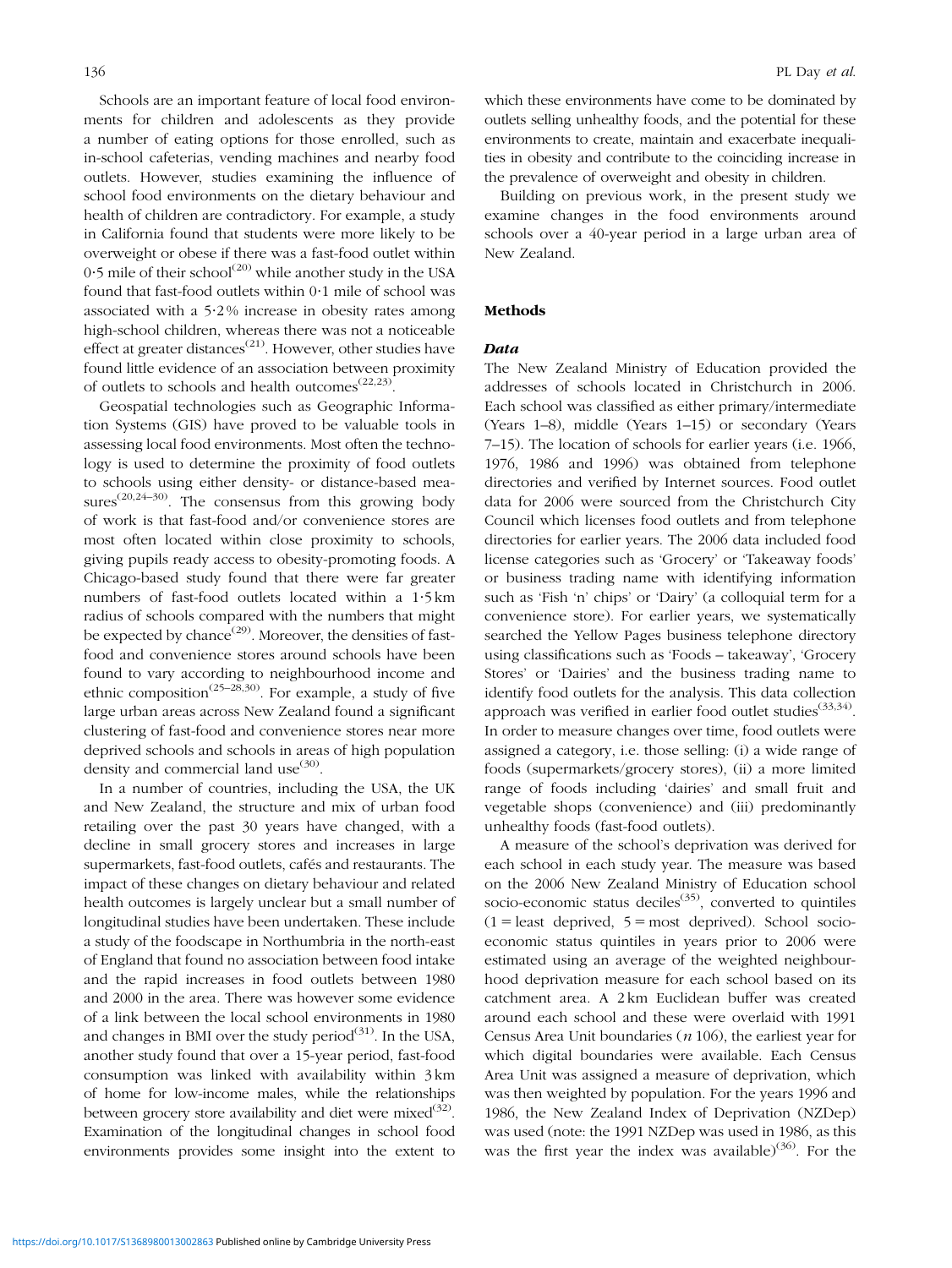Schools are an important feature of local food environments for children and adolescents as they provide a number of eating options for those enrolled, such as in-school cafeterias, vending machines and nearby food outlets. However, studies examining the influence of school food environments on the dietary behaviour and health of children are contradictory. For example, a study in California found that students were more likely to be overweight or obese if there was a fast-food outlet within 0·5 mile of their school[20] while another study in the USA found that fast-food outlets within 0·1 mile of school was associated with a 5·2 % increase in obesity rates among high-school children, whereas there was not a noticeable effect at greater distances[21]. However, other studies have found little evidence of an association between proximity of outlets to schools and health outcomes[22,23].

Geospatial technologies such as Geographic Information Systems (GIS) have proved to be valuable tools in assessing local food environments. Most often the technology is used to determine the proximity of food outlets to schools using either density- or distance-based measures[20,24–30]. The consensus from this growing body of work is that fast-food and/or convenience stores are most often located within close proximity to schools, giving pupils ready access to obesity-promoting foods. A Chicago-based study found that there were far greater numbers of fast-food outlets located within a 1·5 km radius of schools compared with the numbers that might be expected by chance[29]. Moreover, the densities of fast-food and convenience stores around schools have been found to vary according to neighbourhood income and ethnic composition[25–28,30]. For example, a study of five large urban areas across New Zealand found a significant clustering of fast-food and convenience stores near more deprived schools and schools in areas of high population density and commercial land use[30].

In a number of countries, including the USA, the UK and New Zealand, the structure and mix of urban food retailing over the past 30 years have changed, with a decline in small grocery stores and increases in large supermarkets, fast-food outlets, cafés and restaurants. The impact of these changes on dietary behaviour and related health outcomes is largely unclear but a small number of longitudinal studies have been undertaken. These include a study of the foodscape in Northumbria in the north-east of England that found no association between food intake and the rapid increases in food outlets between 1980 and 2000 in the area. There was however some evidence of a link between the local school environments in 1980 and changes in BMI over the study period[31]. In the USA, another study found that over a 15-year period, fast-food consumption was linked with availability within 3 km of home for low-income males, while the relationships between grocery store availability and diet were mixed[32]. Examination of the longitudinal changes in school food environments provides some insight into the extent to which these environments have come to be dominated by outlets selling unhealthy foods, and the potential for these environments to create, maintain and exacerbate inequalities in obesity and contribute to the coinciding increase in the prevalence of overweight and obesity in children.

Building on previous work, in the present study we examine changes in the food environments around schools over a 40-year period in a large urban area of New Zealand.

## Methods

### *Data*

The New Zealand Ministry of Education provided the addresses of schools located in Christchurch in 2006. Each school was classified as either primary/intermediate (Years 1–8), middle (Years 1–15) or secondary (Years 7–15). The location of schools for earlier years (i.e. 1966, 1976, 1986 and 1996) was obtained from telephone directories and verified by Internet sources. Food outlet data for 2006 were sourced from the Christchurch City Council which licenses food outlets and from telephone directories for earlier years. The 2006 data included food license categories such as 'Grocery' or 'Takeaway foods' or business trading name with identifying information such as 'Fish 'n' chips' or 'Dairy' (a colloquial term for a convenience store). For earlier years, we systematically searched the Yellow Pages business telephone directory using classifications such as 'Foods – takeaway', 'Grocery Stores' or 'Dairies' and the business trading name to identify food outlets for the analysis. This data collection approach was verified in earlier food outlet studies[33,34]. In order to measure changes over time, food outlets were assigned a category, i.e. those selling: (i) a wide range of foods (supermarkets/grocery stores), (ii) a more limited range of foods including 'dairies' and small fruit and vegetable shops (convenience) and (iii) predominantly unhealthy foods (fast-food outlets).

A measure of the school's deprivation was derived for each school in each study year. The measure was based on the 2006 New Zealand Ministry of Education school socio-economic status deciles[35], converted to quintiles (1 = least deprived, 5 = most deprived). School socio-economic status quintiles in years prior to 2006 were estimated using an average of the weighted neighbourhood deprivation measure for each school based on its catchment area. A 2 km Euclidean buffer was created around each school and these were overlaid with 1991 Census Area Unit boundaries (*n* 106), the earliest year for which digital boundaries were available. Each Census Area Unit was assigned a measure of deprivation, which was then weighted by population. For the years 1996 and 1986, the New Zealand Index of Deprivation (NZDep) was used (note: the 1991 NZDep was used in 1986, as this was the first year the index was available)[36]. For the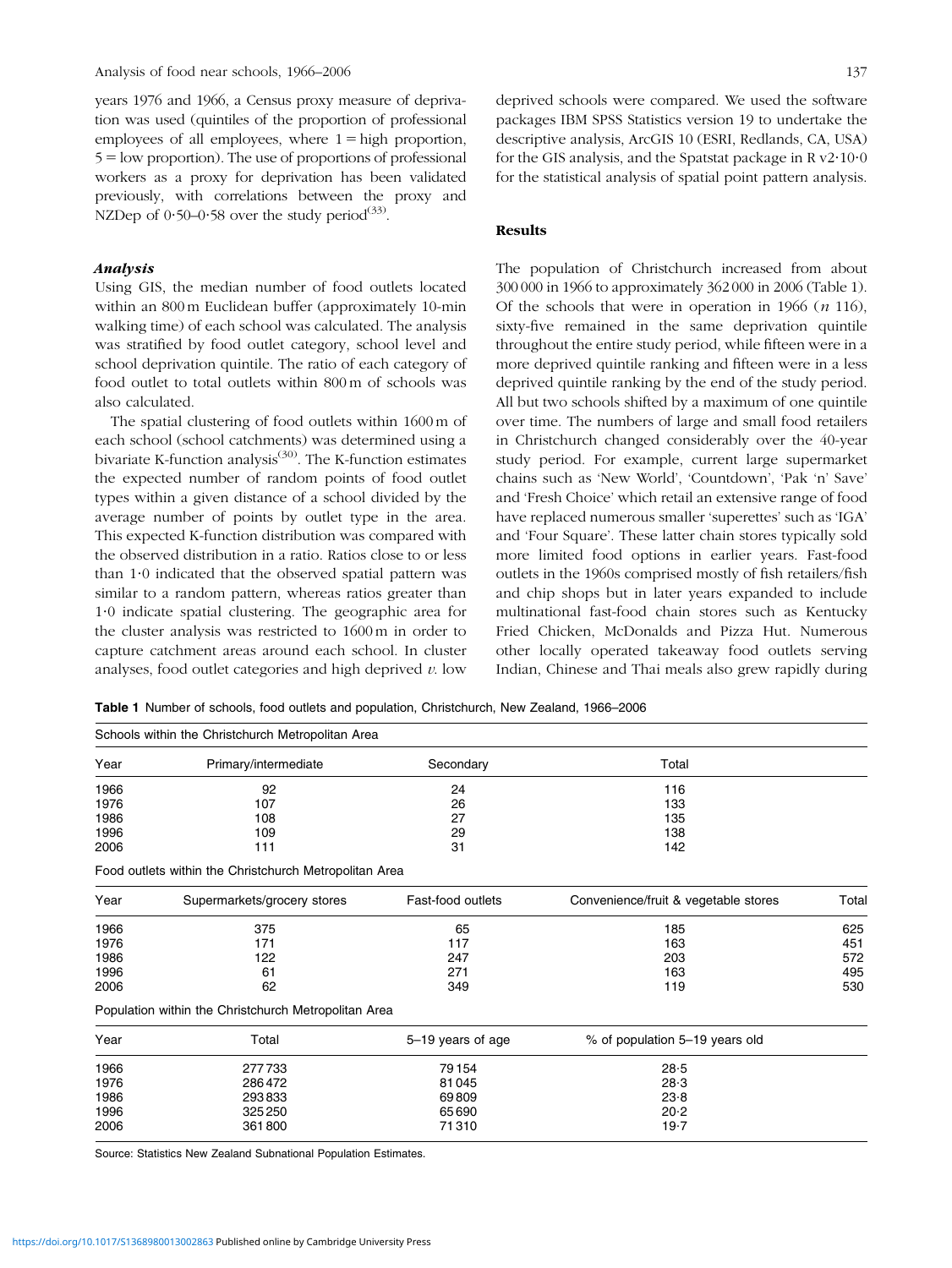years 1976 and 1966, a Census proxy measure of deprivation was used (quintiles of the proportion of professional employees of all employees, where 1 = high proportion, 5 = low proportion). The use of proportions of professional workers as a proxy for deprivation has been validated previously, with correlations between the proxy and NZDep of 0·50–0·58 over the study period[33].

### *Analysis*

Using GIS, the median number of food outlets located within an 800 m Euclidean buffer (approximately 10-min walking time) of each school was calculated. The analysis was stratified by food outlet category, school level and school deprivation quintile. The ratio of each category of food outlet to total outlets within 800 m of schools was also calculated.

The spatial clustering of food outlets within 1600 m of each school (school catchments) was determined using a bivariate K-function analysis[30]. The K-function estimates the expected number of random points of food outlet types within a given distance of a school divided by the average number of points by outlet type in the area. This expected K-function distribution was compared with the observed distribution in a ratio. Ratios close to or less than 1·0 indicated that the observed spatial pattern was similar to a random pattern, whereas ratios greater than 1·0 indicate spatial clustering. The geographic area for the cluster analysis was restricted to 1600 m in order to capture catchment areas around each school. In cluster analyses, food outlet categories and high deprived *v.* low deprived schools were compared. We used the software packages IBM SPSS Statistics version 19 to undertake the descriptive analysis, ArcGIS 10 (ESRI, Redlands, CA, USA) for the GIS analysis, and the Spatstat package in R v2·10·0 for the statistical analysis of spatial point pattern analysis.

## Results

The population of Christchurch increased from about 300 000 in 1966 to approximately 362 000 in 2006 (Table 1). Of the schools that were in operation in 1966 (*n* 116), sixty-five remained in the same deprivation quintile throughout the entire study period, while fifteen were in a more deprived quintile ranking and fifteen were in a less deprived quintile ranking by the end of the study period. All but two schools shifted by a maximum of one quintile over time. The numbers of large and small food retailers in Christchurch changed considerably over the 40-year study period. For example, current large supermarket chains such as 'New World', 'Countdown', 'Pak 'n' Save' and 'Fresh Choice' which retail an extensive range of food have replaced numerous smaller 'superettes' such as 'IGA' and 'Four Square'. These latter chain stores typically sold more limited food options in earlier years. Fast-food outlets in the 1960s comprised mostly of fish retailers/fish and chip shops but in later years expanded to include multinational fast-food chain stores such as Kentucky Fried Chicken, McDonalds and Pizza Hut. Numerous other locally operated takeaway food outlets serving Indian, Chinese and Thai meals also grew rapidly during

**Table 1** Number of schools, food outlets and population, Christchurch, New Zealand, 1966–2006

Schools within the Christchurch Metropolitan Area

| Year | Primary/intermediate | Secondary | Total |
|---|---|---|---|
| 1966 | 92 | 24 | 116 |
| 1976 | 107 | 26 | 133 |
| 1986 | 108 | 27 | 135 |
| 1996 | 109 | 29 | 138 |
| 2006 | 111 | 31 | 142 |

Food outlets within the Christchurch Metropolitan Area

| Year | Supermarkets/grocery stores | Fast-food outlets | Convenience/fruit & vegetable stores | Total |
|---|---|---|---|---|
| 1966 | 375 | 65 | 185 | 625 |
| 1976 | 171 | 117 | 163 | 451 |
| 1986 | 122 | 247 | 203 | 572 |
| 1996 | 61 | 271 | 163 | 495 |
| 2006 | 62 | 349 | 119 | 530 |

Population within the Christchurch Metropolitan Area

| Year | Total | 5–19 years of age | % of population 5–19 years old |
|---|---|---|---|
| 1966 | 277 733 | 79 154 | 28·5 |
| 1976 | 286 472 | 81 045 | 28·3 |
| 1986 | 293 833 | 69 809 | 23·8 |
| 1996 | 325 250 | 65 690 | 20·2 |
| 2006 | 361 800 | 71 310 | 19·7 |

Source: Statistics New Zealand Subnational Population Estimates.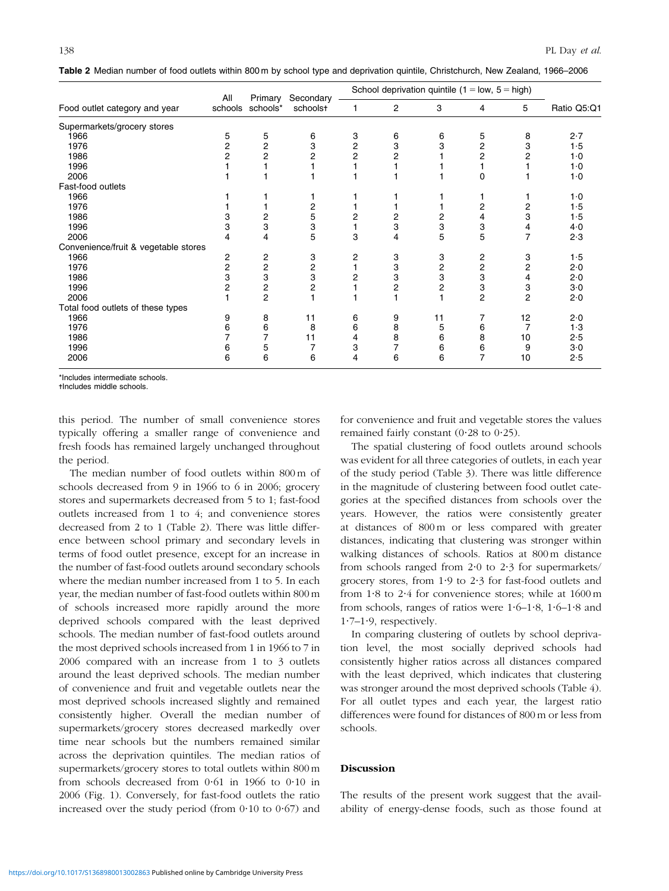**Table 2** Median number of food outlets within 800 m by school type and deprivation quintile, Christchurch, New Zealand, 1966–2006

| Food outlet category and year | All schools | Primary schools* | Secondary schools† | School deprivation quintile (1 = low, 5 = high) 1 | 2 | 3 | 4 | 5 | Ratio Q5:Q1 |
|---|---|---|---|---|---|---|---|---|---|
| Supermarkets/grocery stores | | | | | | | | | |
| 1966 | 5 | 5 | 6 | 3 | 6 | 6 | 5 | 8 | 2·7 |
| 1976 | 2 | 2 | 3 | 2 | 3 | 3 | 2 | 3 | 1·5 |
| 1986 | 2 | 2 | 2 | 2 | 2 | 1 | 2 | 2 | 1·0 |
| 1996 | 1 | 1 | 1 | 1 | 1 | 1 | 1 | 1 | 1·0 |
| 2006 | 1 | 1 | 1 | 1 | 1 | 1 | 0 | 1 | 1·0 |
| Fast-food outlets | | | | | | | | | |
| 1966 | 1 | 1 | 1 | 1 | 1 | 1 | 1 | 1 | 1·0 |
| 1976 | 1 | 1 | 2 | 1 | 1 | 1 | 2 | 2 | 1·5 |
| 1986 | 3 | 2 | 5 | 2 | 2 | 2 | 4 | 3 | 1·5 |
| 1996 | 3 | 3 | 3 | 1 | 3 | 3 | 3 | 4 | 4·0 |
| 2006 | 4 | 4 | 5 | 3 | 4 | 5 | 5 | 7 | 2·3 |
| Convenience/fruit & vegetable stores | | | | | | | | | |
| 1966 | 2 | 2 | 3 | 2 | 3 | 3 | 2 | 3 | 1·5 |
| 1976 | 2 | 2 | 2 | 1 | 3 | 2 | 2 | 2 | 2·0 |
| 1986 | 3 | 3 | 3 | 2 | 3 | 3 | 3 | 4 | 2·0 |
| 1996 | 2 | 2 | 2 | 1 | 2 | 2 | 3 | 3 | 3·0 |
| 2006 | 1 | 2 | 1 | 1 | 1 | 1 | 2 | 2 | 2·0 |
| Total food outlets of these types | | | | | | | | | |
| 1966 | 9 | 8 | 11 | 6 | 9 | 11 | 7 | 12 | 2·0 |
| 1976 | 6 | 6 | 8 | 6 | 8 | 5 | 6 | 7 | 1·3 |
| 1986 | 7 | 7 | 11 | 4 | 8 | 6 | 8 | 10 | 2·5 |
| 1996 | 6 | 5 | 7 | 3 | 7 | 6 | 6 | 9 | 3·0 |
| 2006 | 6 | 6 | 6 | 4 | 6 | 6 | 7 | 10 | 2·5 |

*Includes intermediate schools.
†Includes middle schools.

this period. The number of small convenience stores typically offering a smaller range of convenience and fresh foods has remained largely unchanged throughout the period.

The median number of food outlets within 800 m of schools decreased from 9 in 1966 to 6 in 2006; grocery stores and supermarkets decreased from 5 to 1; fast-food outlets increased from 1 to 4; and convenience stores decreased from 2 to 1 (Table 2). There was little difference between school primary and secondary levels in terms of food outlet presence, except for an increase in the number of fast-food outlets around secondary schools where the median number increased from 1 to 5. In each year, the median number of fast-food outlets within 800 m of schools increased more rapidly around the more deprived schools compared with the least deprived schools. The median number of fast-food outlets around the most deprived schools increased from 1 in 1966 to 7 in 2006 compared with an increase from 1 to 3 outlets around the least deprived schools. The median number of convenience and fruit and vegetable outlets near the most deprived schools increased slightly and remained consistently higher. Overall the median number of supermarkets/grocery stores decreased markedly over time near schools but the numbers remained similar across the deprivation quintiles. The median ratios of supermarkets/grocery stores to total outlets within 800 m from schools decreased from 0·61 in 1966 to 0·10 in 2006 (Fig. 1). Conversely, for fast-food outlets the ratio increased over the study period (from 0·10 to 0·67) and for convenience and fruit and vegetable stores the values remained fairly constant (0·28 to 0·25).

The spatial clustering of food outlets around schools was evident for all three categories of outlets, in each year of the study period (Table 3). There was little difference in the magnitude of clustering between food outlet categories at the specified distances from schools over the years. However, the ratios were consistently greater at distances of 800 m or less compared with greater distances, indicating that clustering was stronger within walking distances of schools. Ratios at 800 m distance from schools ranged from 2·0 to 2·3 for supermarkets/grocery stores, from 1·9 to 2·3 for fast-food outlets and from 1·8 to 2·4 for convenience stores; while at 1600 m from schools, ranges of ratios were 1·6–1·8, 1·6–1·8 and 1·7–1·9, respectively.

In comparing clustering of outlets by school deprivation level, the most socially deprived schools had consistently higher ratios across all distances compared with the least deprived, which indicates that clustering was stronger around the most deprived schools (Table 4). For all outlet types and each year, the largest ratio differences were found for distances of 800 m or less from schools.

## Discussion

The results of the present work suggest that the availability of energy-dense foods, such as those found at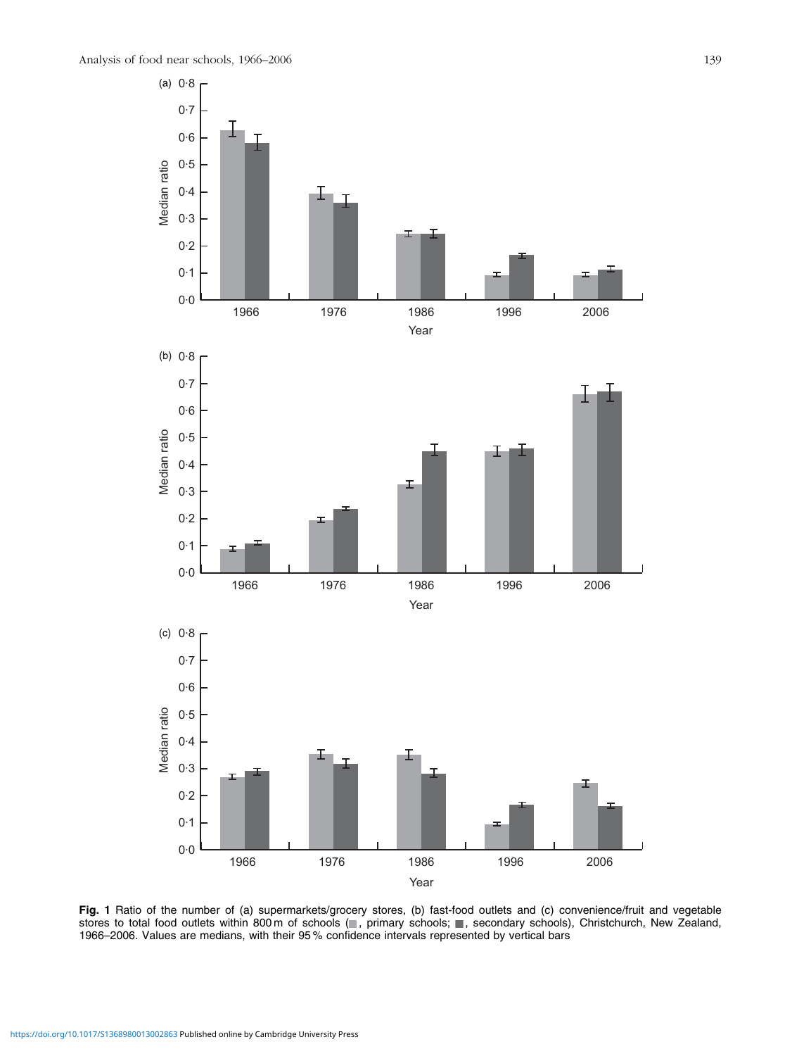**Fig. 1** Ratio of the number of (a) supermarkets/grocery stores, (b) fast-food outlets and (c) convenience/fruit and vegetable stores to total food outlets within 800 m of schools (■, primary schools; ■, secondary schools), Christchurch, New Zealand, 1966–2006. Values are medians, with their 95 % confidence intervals represented by vertical bars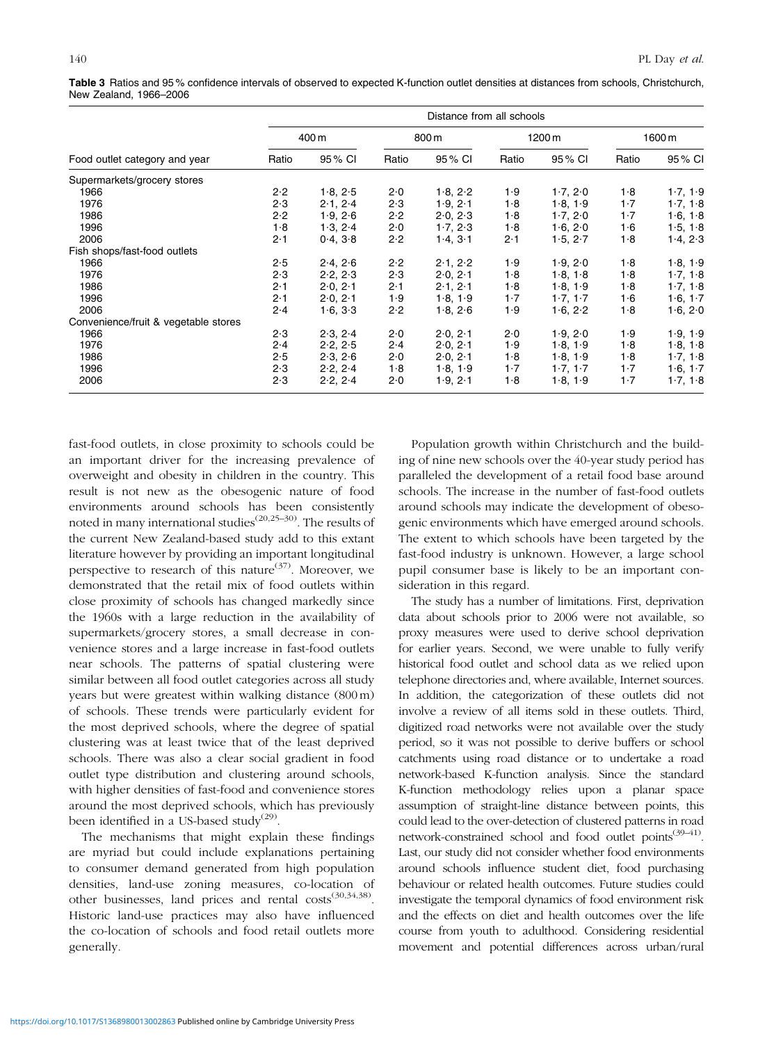**Table 3** Ratios and 95 % confidence intervals of observed to expected K-function outlet densities at distances from schools, Christchurch, New Zealand, 1966–2006

| Food outlet category and year | Distance from all schools | | | | | | | |
|---|---|---|---|---|---|---|---|---|
| | 400 m | | 800 m | | 1200 m | | 1600 m | |
| | Ratio | 95 % CI | Ratio | 95 % CI | Ratio | 95 % CI | Ratio | 95 % CI |
| Supermarkets/grocery stores | | | | | | | | |
| 1966 | 2·2 | 1·8, 2·5 | 2·0 | 1·8, 2·2 | 1·9 | 1·7, 2·0 | 1·8 | 1·7, 1·9 |
| 1976 | 2·3 | 2·1, 2·4 | 2·3 | 1·9, 2·1 | 1·8 | 1·8, 1·9 | 1·7 | 1·7, 1·8 |
| 1986 | 2·2 | 1·9, 2·6 | 2·2 | 2·0, 2·3 | 1·8 | 1·7, 2·0 | 1·7 | 1·6, 1·8 |
| 1996 | 1·8 | 1·3, 2·4 | 2·0 | 1·7, 2·3 | 1·8 | 1·6, 2·0 | 1·6 | 1·5, 1·8 |
| 2006 | 2·1 | 0·4, 3·8 | 2·2 | 1·4, 3·1 | 2·1 | 1·5, 2·7 | 1·8 | 1·4, 2·3 |
| Fish shops/fast-food outlets | | | | | | | | |
| 1966 | 2·5 | 2·4, 2·6 | 2·2 | 2·1, 2·2 | 1·9 | 1·9, 2·0 | 1·8 | 1·8, 1·9 |
| 1976 | 2·3 | 2·2, 2·3 | 2·3 | 2·0, 2·1 | 1·8 | 1·8, 1·8 | 1·8 | 1·7, 1·8 |
| 1986 | 2·1 | 2·0, 2·1 | 2·1 | 2·1, 2·1 | 1·8 | 1·8, 1·9 | 1·8 | 1·7, 1·8 |
| 1996 | 2·1 | 2·0, 2·1 | 1·9 | 1·8, 1·9 | 1·7 | 1·7, 1·7 | 1·6 | 1·6, 1·7 |
| 2006 | 2·4 | 1·6, 3·3 | 2·2 | 1·8, 2·6 | 1·9 | 1·6, 2·2 | 1·8 | 1·6, 2·0 |
| Convenience/fruit & vegetable stores | | | | | | | | |
| 1966 | 2·3 | 2·3, 2·4 | 2·0 | 2·0, 2·1 | 2·0 | 1·9, 2·0 | 1·9 | 1·9, 1·9 |
| 1976 | 2·4 | 2·2, 2·5 | 2·4 | 2·0, 2·1 | 1·9 | 1·8, 1·9 | 1·8 | 1·8, 1·8 |
| 1986 | 2·5 | 2·3, 2·6 | 2·0 | 2·0, 2·1 | 1·8 | 1·8, 1·9 | 1·8 | 1·7, 1·8 |
| 1996 | 2·3 | 2·2, 2·4 | 1·8 | 1·8, 1·9 | 1·7 | 1·7, 1·7 | 1·7 | 1·6, 1·7 |
| 2006 | 2·3 | 2·2, 2·4 | 2·0 | 1·9, 2·1 | 1·8 | 1·8, 1·9 | 1·7 | 1·7, 1·8 |

fast-food outlets, in close proximity to schools could be an important driver for the increasing prevalence of overweight and obesity in children in the country. This result is not new as the obesogenic nature of food environments around schools has been consistently noted in many international studies[20,25–30]. The results of the current New Zealand-based study add to this extant literature however by providing an important longitudinal perspective to research of this nature[37]. Moreover, we demonstrated that the retail mix of food outlets within close proximity of schools has changed markedly since the 1960s with a large reduction in the availability of supermarkets/grocery stores, a small decrease in convenience stores and a large increase in fast-food outlets near schools. The patterns of spatial clustering were similar between all food outlet categories across all study years but were greatest within walking distance (800 m) of schools. These trends were particularly evident for the most deprived schools, where the degree of spatial clustering was at least twice that of the least deprived schools. There was also a clear social gradient in food outlet type distribution and clustering around schools, with higher densities of fast-food and convenience stores around the most deprived schools, which has previously been identified in a US-based study[29].

The mechanisms that might explain these findings are myriad but could include explanations pertaining to consumer demand generated from high population densities, land-use zoning measures, co-location of other businesses, land prices and rental costs[30,34,38]. Historic land-use practices may also have influenced the co-location of schools and food retail outlets more generally.

Population growth within Christchurch and the building of nine new schools over the 40-year study period has paralleled the development of a retail food base around schools. The increase in the number of fast-food outlets around schools may indicate the development of obesogenic environments which have emerged around schools. The extent to which schools have been targeted by the fast-food industry is unknown. However, a large school pupil consumer base is likely to be an important consideration in this regard.

The study has a number of limitations. First, deprivation data about schools prior to 2006 were not available, so proxy measures were used to derive school deprivation for earlier years. Second, we were unable to fully verify historical food outlet and school data as we relied upon telephone directories and, where available, Internet sources. In addition, the categorization of these outlets did not involve a review of all items sold in these outlets. Third, digitized road networks were not available over the study period, so it was not possible to derive buffers or school catchments using road distance or to undertake a road network-based K-function analysis. Since the standard K-function methodology relies upon a planar space assumption of straight-line distance between points, this could lead to the over-detection of clustered patterns in road network-constrained school and food outlet points[39–41]. Last, our study did not consider whether food environments around schools influence student diet, food purchasing behaviour or related health outcomes. Future studies could investigate the temporal dynamics of food environment risk and the effects on diet and health outcomes over the life course from youth to adulthood. Considering residential movement and potential differences across urban/rural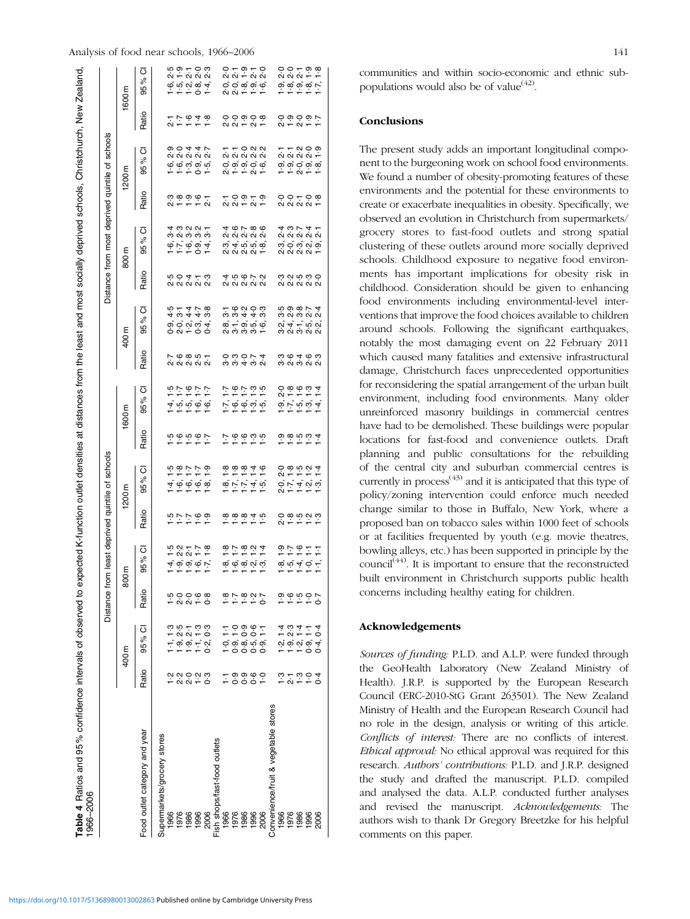**Table 4** Ratios and 95% confidence intervals of observed to expected K-function outlet densities at distances from the least and most socially deprived schools, Christchurch, New Zealand, 1966–2006

| Food outlet category and year | Distance from least deprived quintile of schools | | | | | | | | Distance from most deprived quintile of schools | | | | | | | |
|---|---|---|---|---|---|---|---|---|---|---|---|---|---|---|---|---|
| | 400 m | | 800 m | | 1200 m | | 1600 m | | 400 m | | 800 m | | 1200 m | | 1600 m | |
| | Ratio | 95 % CI | Ratio | 95 % CI | Ratio | 95 % CI | Ratio | 95 % CI | Ratio | 95 % CI | Ratio | 95 % CI | Ratio | 95 % CI | Ratio | 95 % CI |
| Supermarkets/grocery stores | | | | | | | | | | | | | | | | |
| 1966 | 1·2 | 1·1, 1·3 | 1·5 | 1·4, 1·5 | 1·5 | 1·4, 1·5 | 1·5 | 1·4, 1·5 | 2·7 | 0·9, 4·5 | 2·5 | 1·6, 3·4 | 2·3 | 1·6, 2·9 | 2·1 | 1·6, 2·5 |
| 1976 | 2·2 | 1·9, 2·5 | 2·0 | 1·9, 2·2 | 1·7 | 1·6, 1·8 | 1·6 | 1·5, 1·7 | 2·6 | 2·0, 3·1 | 2·0 | 1·7, 2·3 | 1·8 | 1·6, 2·0 | 1·7 | 1·5, 1·9 |
| 1986 | 2·0 | 1·9, 2·1 | 2·0 | 1·9, 2·1 | 1·7 | 1·6, 1·7 | 1·5 | 1·5, 1·6 | 2·8 | 1·2, 4·4 | 2·4 | 1·6, 3·2 | 1·9 | 1·3, 2·4 | 1·6 | 1·2, 2·1 |
| 1996 | 1·2 | 1·1, 1·3 | 1·6 | 1·6, 1·7 | 1·6 | 1·6, 1·7 | 1·6 | 1·6, 1·7 | 2·5 | 0·3, 4·7 | 2·1 | 0·9, 3·2 | 1·6 | 0·9, 2·4 | 1·4 | 0·8, 2·0 |
| 2006 | 0·3 | 0·2, 0·3 | 0·8 | 1·7, 1·8 | 1·9 | 1·8, 1·9 | 1·7 | 1·6, 1·7 | 2·1 | 0·4, 3·8 | 2·3 | 1·4, 3·1 | 2·1 | 1·5, 2·7 | 1·8 | 1·4, 2·3 |
| Fish shops/fast-food outlets | | | | | | | | | | | | | | | | |
| 1966 | 1·1 | 1·0, 1·1 | 1·8 | 1·8, 1·8 | 1·8 | 1·8, 1·8 | 1·7 | 1·7, 1·7 | 3·0 | 2·8, 3·1 | 2·4 | 2·3, 2·4 | 2·1 | 2·0, 2·1 | 2·0 | 2·0, 2·0 |
| 1976 | 0·9 | 0·9, 1·0 | 1·7 | 1·6, 1·7 | 1·8 | 1·7, 1·8 | 1·6 | 1·6, 1·6 | 3·3 | 3·1, 3·6 | 2·5 | 2·4, 2·6 | 2·0 | 1·9, 2·1 | 2·0 | 2·0, 2·1 |
| 1986 | 0·9 | 0·8, 0·9 | 1·8 | 1·8, 1·8 | 1·8 | 1·7, 1·8 | 1·6 | 1·6, 1·7 | 4·0 | 3·9, 4·2 | 2·6 | 2·5, 2·7 | 1·9 | 1·9, 2·0 | 1·9 | 1·8, 1·9 |
| 1996 | 0·6 | 0·5, 0·6 | 1·2 | 1·2, 1·2 | 1·4 | 1·4, 1·4 | 1·3 | 1·3, 1·3 | 3·7 | 3·5, 4·0 | 2·7 | 2·5, 2·8 | 2·1 | 2·0, 2·2 | 2·0 | 1·9, 2·1 |
| 2006 | 1·0 | 0·9, 1·1 | 0·7 | 1·3, 1·4 | 1·5 | 1·5, 1·6 | 1·5 | 1·5, 1·5 | 2·4 | 1·6, 3·3 | 2·2 | 1·8, 2·6 | 1·9 | 1·6, 2·2 | 1·8 | 1·6, 2·0 |
| Convenience/fruit & vegetable stores | | | | | | | | | | | | | | | | |
| 1966 | 1·3 | 1·2, 1·4 | 1·9 | 1·8, 1·9 | 2·0 | 2·0, 2·0 | 1·9 | 1·9, 2·0 | 3·3 | 3·2, 3·5 | 2·3 | 2·3, 2·4 | 2·0 | 1·9, 2·1 | 2·0 | 1·9, 2·0 |
| 1976 | 2·1 | 1·9, 2·3 | 1·6 | 1·5, 1·7 | 1·8 | 1·7, 1·8 | 1·8 | 1·7, 1·8 | 2·6 | 2·4, 2·9 | 2·2 | 2·0, 2·3 | 2·0 | 1·9, 2·1 | 1·9 | 1·8, 2·0 |
| 1986 | 1·3 | 1·2, 1·4 | 1·5 | 1·4, 1·6 | 1·5 | 1·4, 1·5 | 1·5 | 1·5, 1·6 | 3·4 | 3·1, 3·8 | 2·5 | 2·3, 2·7 | 2·1 | 2·0, 2·2 | 2·0 | 1·9, 2·1 |
| 1996 | 1·0 | 0·9, 1·1 | 1·0 | 1·0, 1·1 | 1·2 | 1·2, 1·2 | 1·3 | 1·3, 1·3 | 2·6 | 2·5, 2·7 | 2·3 | 2·2, 2·4 | 2·0 | 1·9, 2·0 | 1·9 | 1·8, 1·9 |
| 2006 | 0·4 | 0·4, 0·4 | 0·7 | 1·1, 1·1 | 1·3 | 1·3, 1·4 | 1·4 | 1·4, 1·4 | 2·3 | 2·2, 2·4 | 2·0 | 1·9, 2·1 | 1·8 | 1·8, 1·9 | 1·7 | 1·7, 1·8 |

communities and within socio-economic and ethnic sub-populations would also be of value[42].

## Conclusions

The present study adds an important longitudinal component to the burgeoning work on school food environments. We found a number of obesity-promoting features of these environments and the potential for these environments to create or exacerbate inequalities in obesity. Specifically, we observed an evolution in Christchurch from supermarkets/grocery stores to fast-food outlets and strong spatial clustering of these outlets around more socially deprived schools. Childhood exposure to negative food environments has important implications for obesity risk in childhood. Consideration should be given to enhancing food environments including environmental-level interventions that improve the food choices available to children around schools. Following the significant earthquakes, notably the most damaging event on 22 February 2011 which caused many fatalities and extensive infrastructural damage, Christchurch faces unprecedented opportunities for reconsidering the spatial arrangement of the urban built environment, including food environments. Many older unreinforced masonry buildings in commercial centres have had to be demolished. These buildings were popular locations for fast-food and convenience outlets. Draft planning and public consultations for the rebuilding of the central city and suburban commercial centres is currently in process[43] and it is anticipated that this type of policy/zoning intervention could enforce much needed change similar to those in Buffalo, New York, where a proposed ban on tobacco sales within 1000 feet of schools or at facilities frequented by youth (e.g. movie theatres, bowling alleys, etc.) has been supported in principle by the council[44]. It is important to ensure that the reconstructed built environment in Christchurch supports public health concerns including healthy eating for children.

## Acknowledgements

*Sources of funding:* P.L.D. and A.L.P. were funded through the GeoHealth Laboratory (New Zealand Ministry of Health). J.R.P. is supported by the European Research Council (ERC-2010-StG Grant 263501). The New Zealand Ministry of Health and the European Research Council had no role in the design, analysis or writing of this article. *Conflicts of interest:* There are no conflicts of interest. *Ethical approval:* No ethical approval was required for this research. *Authors' contributions:* P.L.D. and J.R.P. designed the study and drafted the manuscript. P.L.D. compiled and analysed the data. A.L.P. conducted further analyses and revised the manuscript. *Acknowledgements:* The authors wish to thank Dr Gregory Breetzke for his helpful comments on this paper.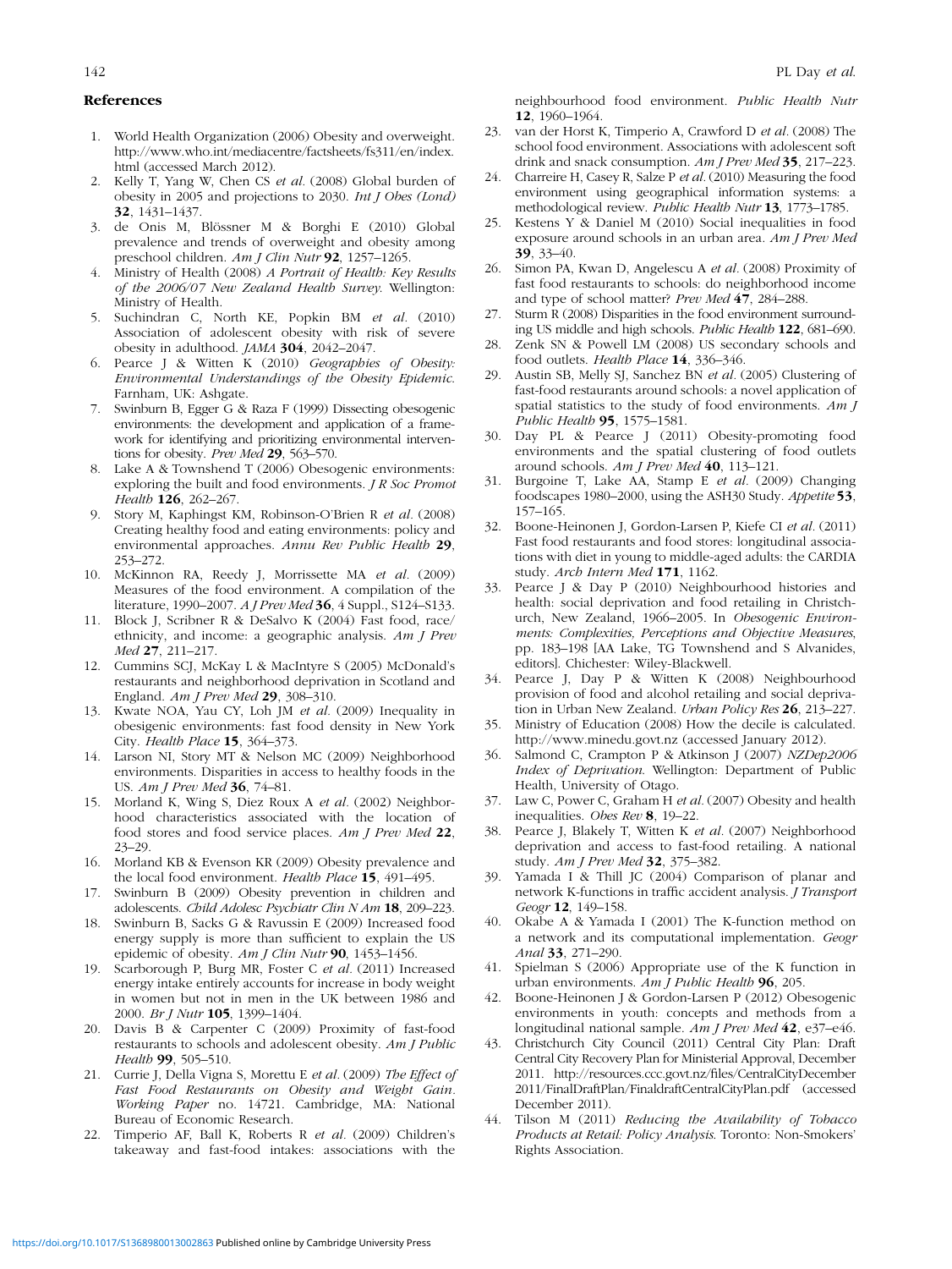## References

1. World Health Organization (2006) Obesity and overweight. http://www.who.int/mediacentre/factsheets/fs311/en/index.html (accessed March 2012).
2. Kelly T, Yang W, Chen CS *et al.* (2008) Global burden of obesity in 2005 and projections to 2030. *Int J Obes (Lond)* **32**, 1431–1437.
3. de Onis M, Blössner M & Borghi E (2010) Global prevalence and trends of overweight and obesity among preschool children. *Am J Clin Nutr* **92**, 1257–1265.
4. Ministry of Health (2008) *A Portrait of Health: Key Results of the 2006/07 New Zealand Health Survey*. Wellington: Ministry of Health.
5. Suchindran C, North KE, Popkin BM *et al.* (2010) Association of adolescent obesity with risk of severe obesity in adulthood. *JAMA* **304**, 2042–2047.
6. Pearce J & Witten K (2010) *Geographies of Obesity: Environmental Understandings of the Obesity Epidemic*. Farnham, UK: Ashgate.
7. Swinburn B, Egger G & Raza F (1999) Dissecting obesogenic environments: the development and application of a framework for identifying and prioritizing environmental interventions for obesity. *Prev Med* **29**, 563–570.
8. Lake A & Townshend T (2006) Obesogenic environments: exploring the built and food environments. *J R Soc Promot Health* **126**, 262–267.
9. Story M, Kaphingst KM, Robinson-O'Brien R *et al.* (2008) Creating healthy food and eating environments: policy and environmental approaches. *Annu Rev Public Health* **29**, 253–272.
10. McKinnon RA, Reedy J, Morrissette MA *et al.* (2009) Measures of the food environment. A compilation of the literature, 1990–2007. *A J Prev Med* **36**, 4 Suppl., S124–S133.
11. Block J, Scribner R & DeSalvo K (2004) Fast food, race/ethnicity, and income: a geographic analysis. *Am J Prev Med* **27**, 211–217.
12. Cummins SCJ, McKay L & MacIntyre S (2005) McDonald's restaurants and neighborhood deprivation in Scotland and England. *Am J Prev Med* **29**, 308–310.
13. Kwate NOA, Yau CY, Loh JM *et al.* (2009) Inequality in obesigenic environments: fast food density in New York City. *Health Place* **15**, 364–373.
14. Larson NI, Story MT & Nelson MC (2009) Neighborhood environments. Disparities in access to healthy foods in the US. *Am J Prev Med* **36**, 74–81.
15. Morland K, Wing S, Diez Roux A *et al.* (2002) Neighborhood characteristics associated with the location of food stores and food service places. *Am J Prev Med* **22**, 23–29.
16. Morland KB & Evenson KR (2009) Obesity prevalence and the local food environment. *Health Place* **15**, 491–495.
17. Swinburn B (2009) Obesity prevention in children and adolescents. *Child Adolesc Psychiatr Clin N Am* **18**, 209–223.
18. Swinburn B, Sacks G & Ravussin E (2009) Increased food energy supply is more than sufficient to explain the US epidemic of obesity. *Am J Clin Nutr* **90**, 1453–1456.
19. Scarborough P, Burg MR, Foster C *et al.* (2011) Increased energy intake entirely accounts for increase in body weight in women but not in men in the UK between 1986 and 2000. *Br J Nutr* **105**, 1399–1404.
20. Davis B & Carpenter C (2009) Proximity of fast-food restaurants to schools and adolescent obesity. *Am J Public Health* **99**, 505–510.
21. Currie J, Della Vigna S, Morettu E *et al.* (2009) *The Effect of Fast Food Restaurants on Obesity and Weight Gain*. *Working Paper* no. 14721. Cambridge, MA: National Bureau of Economic Research.
22. Timperio AF, Ball K, Roberts R *et al.* (2009) Children's takeaway and fast-food intakes: associations with the neighbourhood food environment. *Public Health Nutr* **12**, 1960–1964.
23. van der Horst K, Timperio A, Crawford D *et al.* (2008) The school food environment. Associations with adolescent soft drink and snack consumption. *Am J Prev Med* **35**, 217–223.
24. Charreire H, Casey R, Salze P *et al.* (2010) Measuring the food environment using geographical information systems: a methodological review. *Public Health Nutr* **13**, 1773–1785.
25. Kestens Y & Daniel M (2010) Social inequalities in food exposure around schools in an urban area. *Am J Prev Med* **39**, 33–40.
26. Simon PA, Kwan D, Angelescu A *et al.* (2008) Proximity of fast food restaurants to schools: do neighborhood income and type of school matter? *Prev Med* **47**, 284–288.
27. Sturm R (2008) Disparities in the food environment surrounding US middle and high schools. *Public Health* **122**, 681–690.
28. Zenk SN & Powell LM (2008) US secondary schools and food outlets. *Health Place* **14**, 336–346.
29. Austin SB, Melly SJ, Sanchez BN *et al.* (2005) Clustering of fast-food restaurants around schools: a novel application of spatial statistics to the study of food environments. *Am J Public Health* **95**, 1575–1581.
30. Day PL & Pearce J (2011) Obesity-promoting food environments and the spatial clustering of food outlets around schools. *Am J Prev Med* **40**, 113–121.
31. Burgoine T, Lake AA, Stamp E *et al.* (2009) Changing foodscapes 1980–2000, using the ASH30 Study. *Appetite* **53**, 157–165.
32. Boone-Heinonen J, Gordon-Larsen P, Kiefe CI *et al.* (2011) Fast food restaurants and food stores: longitudinal associations with diet in young to middle-aged adults: the CARDIA study. *Arch Intern Med* **171**, 1162.
33. Pearce J & Day P (2010) Neighbourhood histories and health: social deprivation and food retailing in Christchurch, New Zealand, 1966–2005. In *Obesogenic Environments: Complexities, Perceptions and Objective Measures*, pp. 183–198 [AA Lake, TG Townshend and S Alvanides, editors]. Chichester: Wiley-Blackwell.
34. Pearce J, Day P & Witten K (2008) Neighbourhood provision of food and alcohol retailing and social deprivation in Urban New Zealand. *Urban Policy Res* **26**, 213–227.
35. Ministry of Education (2008) How the decile is calculated. http://www.minedu.govt.nz (accessed January 2012).
36. Salmond C, Crampton P & Atkinson J (2007) *NZDep2006 Index of Deprivation*. Wellington: Department of Public Health, University of Otago.
37. Law C, Power C, Graham H *et al.* (2007) Obesity and health inequalities. *Obes Rev* **8**, 19–22.
38. Pearce J, Blakely T, Witten K *et al.* (2007) Neighborhood deprivation and access to fast-food retailing. A national study. *Am J Prev Med* **32**, 375–382.
39. Yamada I & Thill JC (2004) Comparison of planar and network K-functions in traffic accident analysis. *J Transport Geogr* **12**, 149–158.
40. Okabe A & Yamada I (2001) The K-function method on a network and its computational implementation. *Geogr Anal* **33**, 271–290.
41. Spielman S (2006) Appropriate use of the K function in urban environments. *Am J Public Health* **96**, 205.
42. Boone-Heinonen J & Gordon-Larsen P (2012) Obesogenic environments in youth: concepts and methods from a longitudinal national sample. *Am J Prev Med* **42**, e37–e46.
43. Christchurch City Council (2011) Central City Plan: Draft Central City Recovery Plan for Ministerial Approval, December 2011. http://resources.ccc.govt.nz/files/CentralCityDecember2011/FinalDraftPlan/FinaldraftCentralCityPlan.pdf (accessed December 2011).
44. Tilson M (2011) *Reducing the Availability of Tobacco Products at Retail: Policy Analysis*. Toronto: Non-Smokers' Rights Association.